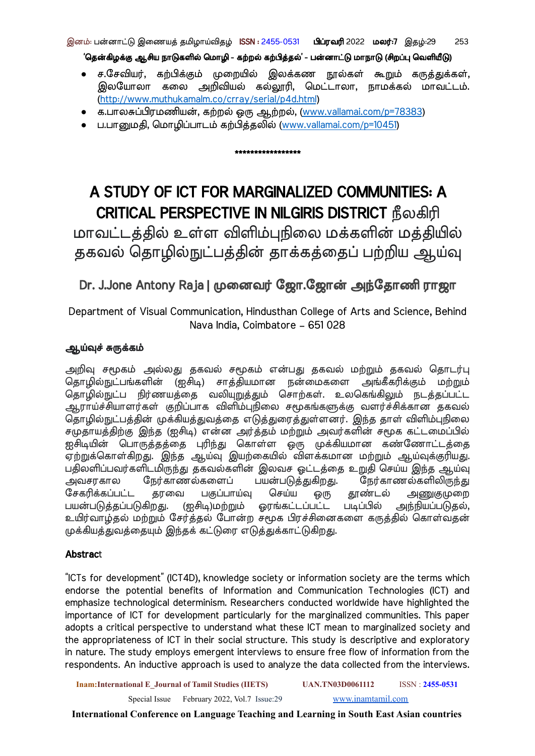- ச.சேவியர், கற்பிக்கும் முறையில் இலக்கண நூல்கள் கூறும் கருத்துக்கள், இலயோலா கலை அறிவியல் கல்லூரி, மெட்டாலா, நாமக்கல் மாவட்டம். (http://www.muthukamalm.co/crray/serial/p4d.html)
- க.பாலசுப்பிரமணியன், கற்றல் ஒரு ஆற்றல், (www.vallamai.com/p=78383)
- ப.பானுமதி, மொழிப்பாடம் கற்பித்தலில் (www.vallamai.com/p=10451)

\*\*\*\*\*\*\*\*\*\*\*\*\*\*\*\*\*\*

# A STUDY OF ICT FOR MARGINALIZED COMMUNITIES: A CRITICAL PERSPECTIVE IN NILGIRIS DISTRICT நீலகிரி மாவட்டத்தில் உள்ள விளிம்புநிலை மக்களின் மத்தியில் தகவல் தொழில்நுட்பத்தின் தாக்கத்தைப் பற்றிய ஆய்வு

## Dr. J.Jone Antony Raja | முனைவர் ஜோ.ஜோன் அந்தோணி ராஜா

Department of Visual Communication, Hindusthan College of Arts and Science, Behind Nava India, Coimbatore – 651 028

### ஆய்வுச் சுருக்கம்

அறிவு சமூகம் அல்லது தகவல் சமூகம் என்பது தகவல் மற்றும் தகவல் தொடர்பு தொழில்நுட்பங்களின் (ஐசிடி) சாத்தியமான நன்மைகளை அங்கீகரிக்கும் மற்றும் தொழில்நுட்ப நிர்ணயத்தை வலியுறுத்தும் சொற்கள். உலகெங்கிலும் நடத்தப்பட்ட ஆராய்ச்சியாளர்கள் குறிப்பாக விளிம்புநிலை சமூகங்களுக்கு வளர்ச்சிக்கான தகவல் தொழில்நுட்பத்தின் முக்கியத்துவத்தை எடுத்துரைத்துள்ளனர். இந்த தாள் விளிம்புநிலை சமுதாயத்திற்கு இந்த (ஐசிடி) என்ன அர்த்தம் மற்றும் அவர்களின் சமூக கட்டமைப்பில் ஐசிடியின் பொருத்தத்தை புரிந்து கொள்ள ஒரு முக்கியமான கண்ணோட்டத்தை ஏற்றுக்கொள்கிறது. இந்த ஆய்வு இயற்கையில் விளக்கமான மற்றும் ஆய்வுக்குரியது. பதிலளிப்பவர்களிடமிருந்து தகவல்களின் இலவச ஓட்டத்தை உறுதி செய்ய இந்த ஆய்வு அவசரகால நேர்காணல்களைப் பயன்படுத்துகிறது. நேர்காணல்களிலிருந்து சேகரிக்கப்பட்ட தரவை பகுப்பாய்வு செய்ய ஒரு தூண்டல் அணுகுமுறை பயன்படுத்தப்படுகிறது. (ஐசிடி)மற்றும் ஓரங்கட்டப்பட்ட படிப்பில் அந்நியப்படுதல், உயிர்வாழ்தல் மற்றும் சேர்த்தல் போன்ற சமூக பிரச்சினைகளை கருத்தில் கொள்வதன் முக்கியத்துவத்தையும் இந்தக் கட்டுரை எடுத்துக்காட்டுகிறது.

### Abstract

"ICTs for development" (ICT4D), knowledge society or information society are the terms which endorse the potential benefits of Information and Communication Technologies (ICT) and emphasize technological determinism. Researchers conducted worldwide have highlighted the importance of ICT for development particularly for the marginalized communities. This paper adopts a critical perspective to understand what these ICT mean to marginalized society and the appropriateness of ICT in their social structure. This study is descriptive and exploratory in nature. The study employs emergent interviews to ensure free flow of information from the respondents. An inductive approach is used to analyze the data collected from the interviews.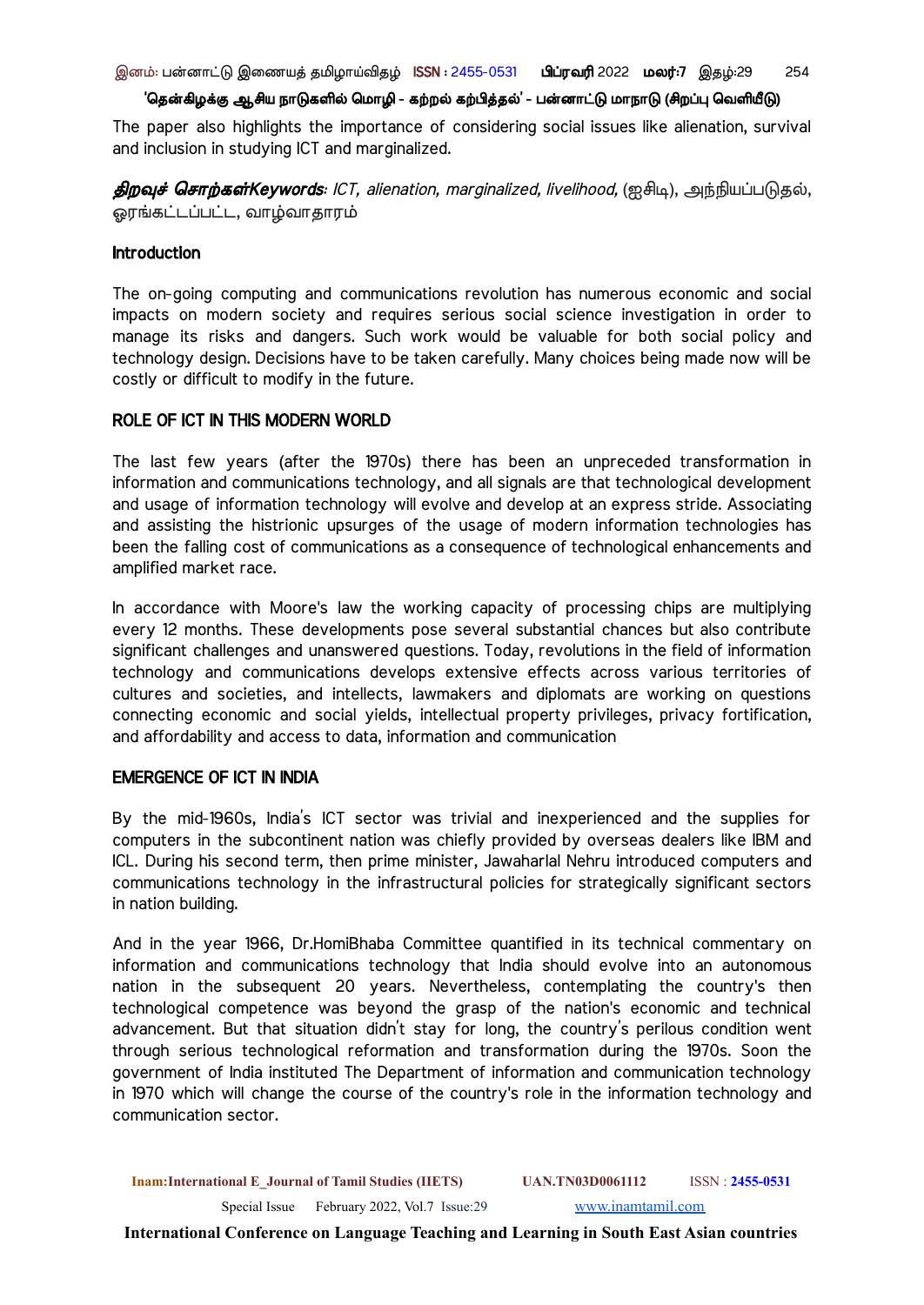The paper also highlights the importance of considering social issues like alienation, survival and inclusion in studying ICT and marginalized.

***திறவுச் சொற்கள்Keywords:*** *ICT, alienation, marginalized, livelihood,* (ஐசிடி), அந்நியப்படுதல், ஓரங்கட்டப்பட்ட, வாழ்வாதாரம்

## Introduction

The on-going computing and communications revolution has numerous economic and social impacts on modern society and requires serious social science investigation in order to manage its risks and dangers. Such work would be valuable for both social policy and technology design. Decisions have to be taken carefully. Many choices being made now will be costly or difficult to modify in the future.

## ROLE OF ICT IN THIS MODERN WORLD

The last few years (after the 1970s) there has been an unpreceded transformation in information and communications technology, and all signals are that technological development and usage of information technology will evolve and develop at an express stride. Associating and assisting the histrionic upsurges of the usage of modern information technologies has been the falling cost of communications as a consequence of technological enhancements and amplified market race.

In accordance with Moore's law the working capacity of processing chips are multiplying every 12 months. These developments pose several substantial chances but also contribute significant challenges and unanswered questions. Today, revolutions in the field of information technology and communications develops extensive effects across various territories of cultures and societies, and intellects, lawmakers and diplomats are working on questions connecting economic and social yields, intellectual property privileges, privacy fortification, and affordability and access to data, information and communication

## EMERGENCE OF ICT IN INDIA

By the mid-1960s, India's ICT sector was trivial and inexperienced and the supplies for computers in the subcontinent nation was chiefly provided by overseas dealers like IBM and ICL. During his second term, then prime minister, Jawaharlal Nehru introduced computers and communications technology in the infrastructural policies for strategically significant sectors in nation building.

And in the year 1966, Dr.HomiBhaba Committee quantified in its technical commentary on information and communications technology that India should evolve into an autonomous nation in the subsequent 20 years. Nevertheless, contemplating the country's then technological competence was beyond the grasp of the nation's economic and technical advancement. But that situation didn't stay for long, the country's perilous condition went through serious technological reformation and transformation during the 1970s. Soon the government of India instituted The Department of information and communication technology in 1970 which will change the course of the country's role in the information technology and communication sector.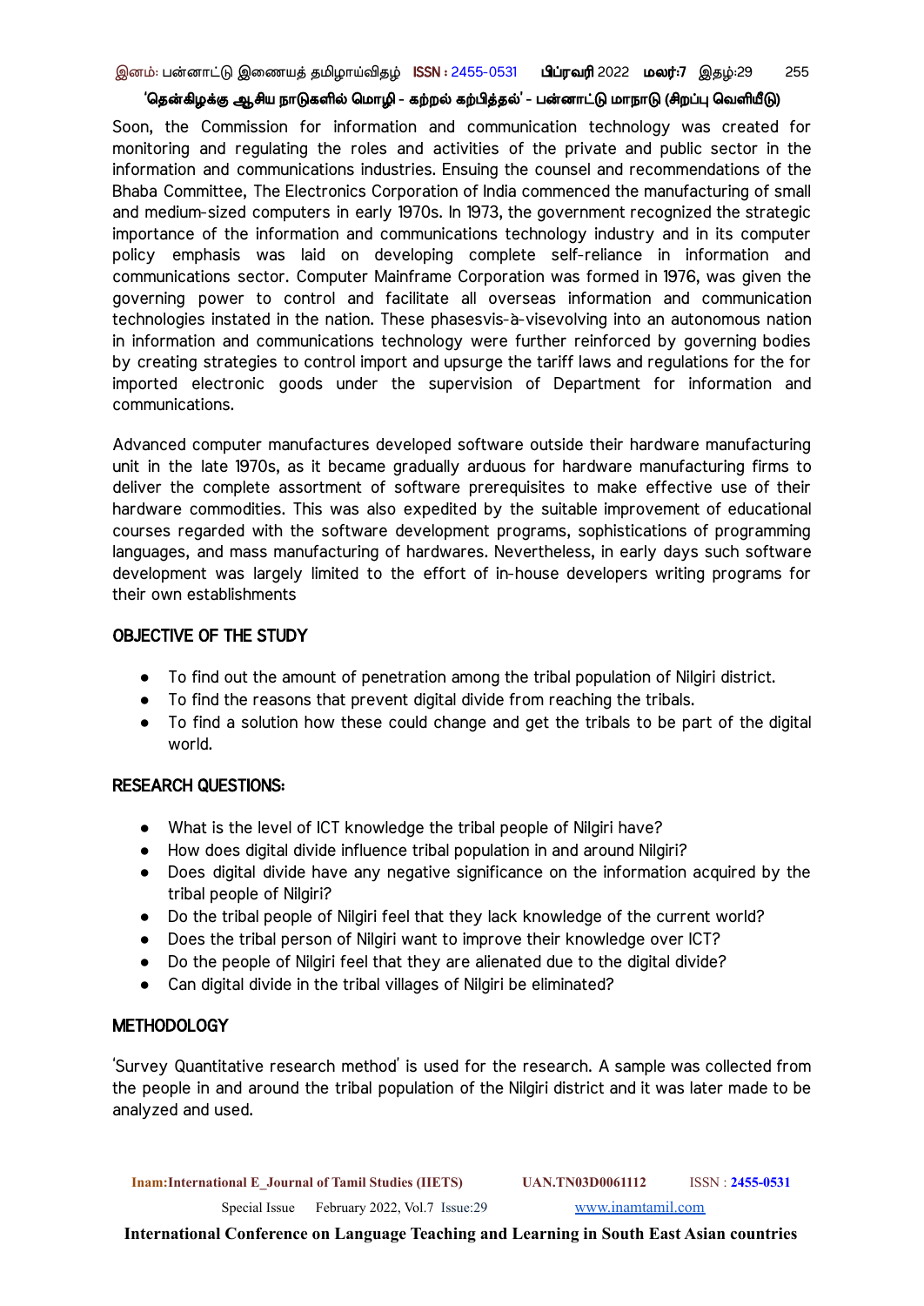Soon, the Commission for information and communication technology was created for monitoring and regulating the roles and activities of the private and public sector in the information and communications industries. Ensuing the counsel and recommendations of the Bhaba Committee, The Electronics Corporation of India commenced the manufacturing of small and medium-sized computers in early 1970s. In 1973, the government recognized the strategic importance of the information and communications technology industry and in its computer policy emphasis was laid on developing complete self-reliance in information and communications sector. Computer Mainframe Corporation was formed in 1976, was given the governing power to control and facilitate all overseas information and communication technologies instated in the nation. These phasesvis-à-visevolving into an autonomous nation in information and communications technology were further reinforced by governing bodies by creating strategies to control import and upsurge the tariff laws and regulations for the for imported electronic goods under the supervision of Department for information and communications.

Advanced computer manufactures developed software outside their hardware manufacturing unit in the late 1970s, as it became gradually arduous for hardware manufacturing firms to deliver the complete assortment of software prerequisites to make effective use of their hardware commodities. This was also expedited by the suitable improvement of educational courses regarded with the software development programs, sophistications of programming languages, and mass manufacturing of hardwares. Nevertheless, in early days such software development was largely limited to the effort of in-house developers writing programs for their own establishments

## OBJECTIVE OF THE STUDY

- To find out the amount of penetration among the tribal population of Nilgiri district.
- To find the reasons that prevent digital divide from reaching the tribals.
- To find a solution how these could change and get the tribals to be part of the digital world.

## RESEARCH QUESTIONS:

- What is the level of ICT knowledge the tribal people of Nilgiri have?
- How does digital divide influence tribal population in and around Nilgiri?
- Does digital divide have any negative significance on the information acquired by the tribal people of Nilgiri?
- Do the tribal people of Nilgiri feel that they lack knowledge of the current world?
- Does the tribal person of Nilgiri want to improve their knowledge over ICT?
- Do the people of Nilgiri feel that they are alienated due to the digital divide?
- Can digital divide in the tribal villages of Nilgiri be eliminated?

## METHODOLOGY

'Survey Quantitative research method' is used for the research. A sample was collected from the people in and around the tribal population of the Nilgiri district and it was later made to be analyzed and used.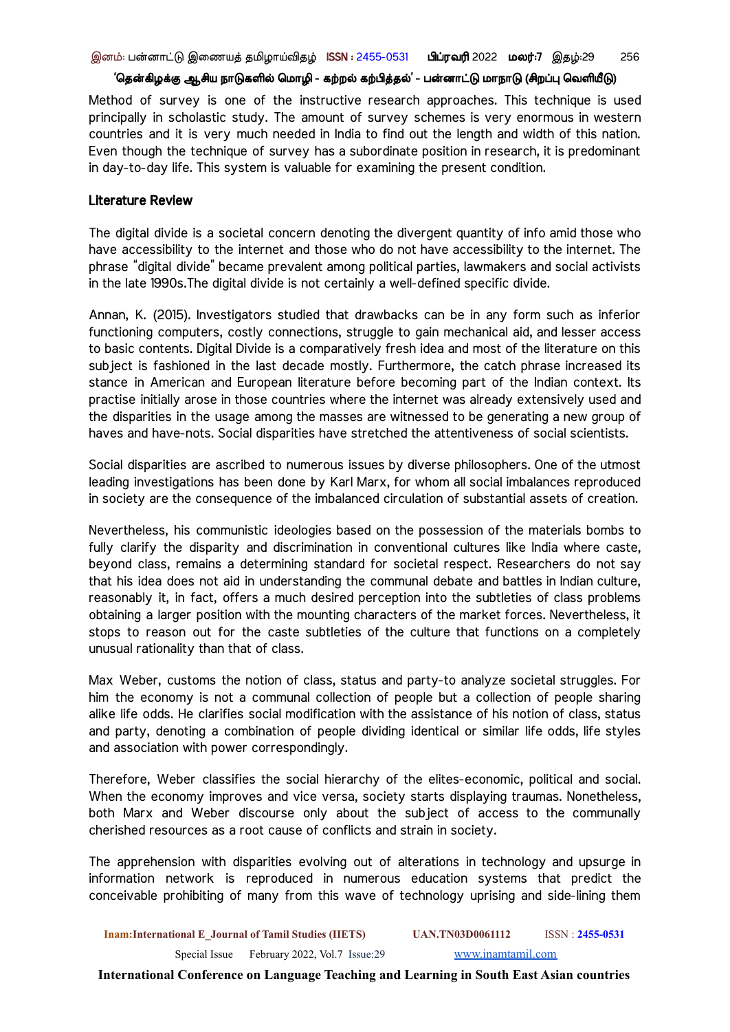Method of survey is one of the instructive research approaches. This technique is used principally in scholastic study. The amount of survey schemes is very enormous in western countries and it is very much needed in India to find out the length and width of this nation. Even though the technique of survey has a subordinate position in research, it is predominant in day-to-day life. This system is valuable for examining the present condition.

## Literature Review

The digital divide is a societal concern denoting the divergent quantity of info amid those who have accessibility to the internet and those who do not have accessibility to the internet. The phrase "digital divide" became prevalent among political parties, lawmakers and social activists in the late 1990s.The digital divide is not certainly a well-defined specific divide.

Annan, K. (2015). Investigators studied that drawbacks can be in any form such as inferior functioning computers, costly connections, struggle to gain mechanical aid, and lesser access to basic contents. Digital Divide is a comparatively fresh idea and most of the literature on this subject is fashioned in the last decade mostly. Furthermore, the catch phrase increased its stance in American and European literature before becoming part of the Indian context. Its practise initially arose in those countries where the internet was already extensively used and the disparities in the usage among the masses are witnessed to be generating a new group of haves and have-nots. Social disparities have stretched the attentiveness of social scientists.

Social disparities are ascribed to numerous issues by diverse philosophers. One of the utmost leading investigations has been done by Karl Marx, for whom all social imbalances reproduced in society are the consequence of the imbalanced circulation of substantial assets of creation.

Nevertheless, his communistic ideologies based on the possession of the materials bombs to fully clarify the disparity and discrimination in conventional cultures like India where caste, beyond class, remains a determining standard for societal respect. Researchers do not say that his idea does not aid in understanding the communal debate and battles in Indian culture, reasonably it, in fact, offers a much desired perception into the subtleties of class problems obtaining a larger position with the mounting characters of the market forces. Nevertheless, it stops to reason out for the caste subtleties of the culture that functions on a completely unusual rationality than that of class.

Max Weber, customs the notion of class, status and party-to analyze societal struggles. For him the economy is not a communal collection of people but a collection of people sharing alike life odds. He clarifies social modification with the assistance of his notion of class, status and party, denoting a combination of people dividing identical or similar life odds, life styles and association with power correspondingly.

Therefore, Weber classifies the social hierarchy of the elites-economic, political and social. When the economy improves and vice versa, society starts displaying traumas. Nonetheless, both Marx and Weber discourse only about the subject of access to the communally cherished resources as a root cause of conflicts and strain in society.

The apprehension with disparities evolving out of alterations in technology and upsurge in information network is reproduced in numerous education systems that predict the conceivable prohibiting of many from this wave of technology uprising and side-lining them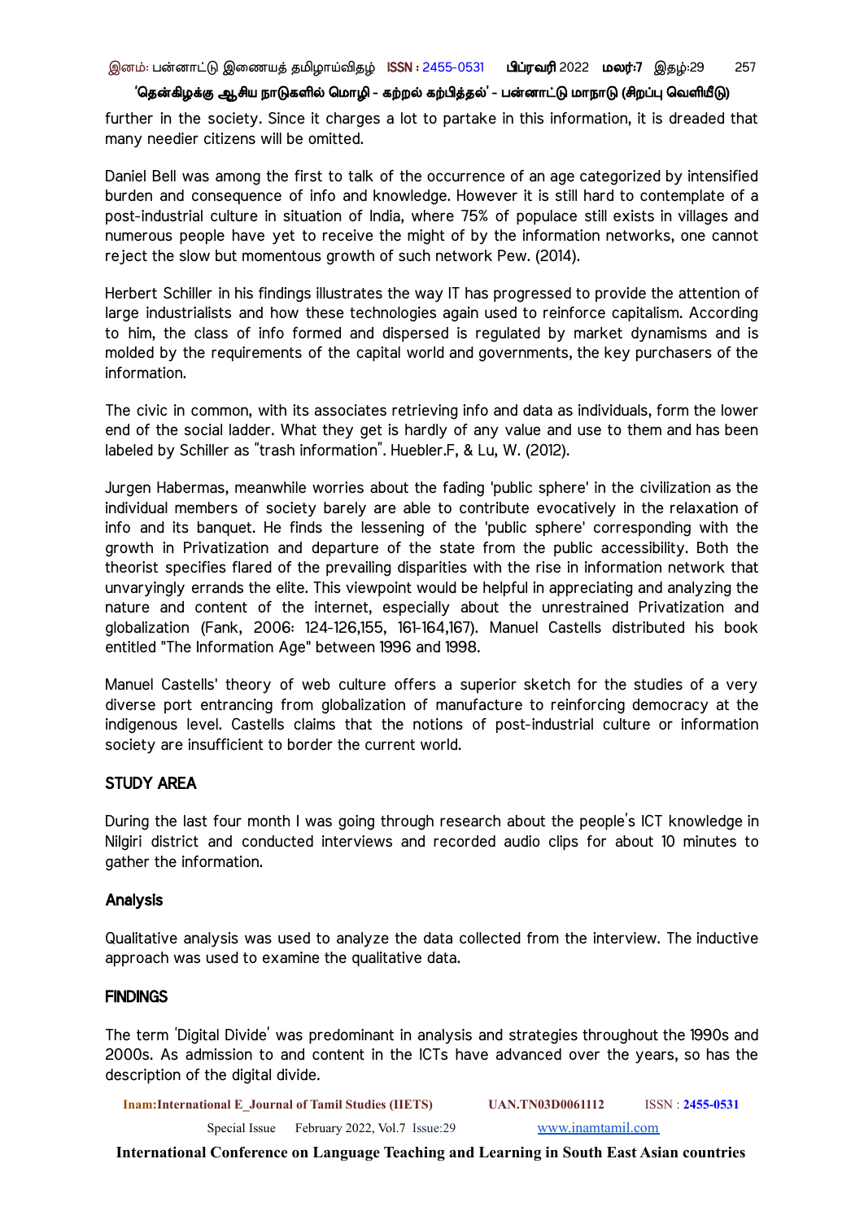further in the society. Since it charges a lot to partake in this information, it is dreaded that many needier citizens will be omitted.

Daniel Bell was among the first to talk of the occurrence of an age categorized by intensified burden and consequence of info and knowledge. However it is still hard to contemplate of a post-industrial culture in situation of India, where 75% of populace still exists in villages and numerous people have yet to receive the might of by the information networks, one cannot reject the slow but momentous growth of such network Pew. (2014).

Herbert Schiller in his findings illustrates the way IT has progressed to provide the attention of large industrialists and how these technologies again used to reinforce capitalism. According to him, the class of info formed and dispersed is regulated by market dynamisms and is molded by the requirements of the capital world and governments, the key purchasers of the information.

The civic in common, with its associates retrieving info and data as individuals, form the lower end of the social ladder. What they get is hardly of any value and use to them and has been labeled by Schiller as "trash information". Huebler.F, & Lu, W. (2012).

Jurgen Habermas, meanwhile worries about the fading 'public sphere' in the civilization as the individual members of society barely are able to contribute evocatively in the relaxation of info and its banquet. He finds the lessening of the 'public sphere' corresponding with the growth in Privatization and departure of the state from the public accessibility. Both the theorist specifies flared of the prevailing disparities with the rise in information network that unvaryingly errands the elite. This viewpoint would be helpful in appreciating and analyzing the nature and content of the internet, especially about the unrestrained Privatization and globalization (Fank, 2006: 124-126,155, 161-164,167). Manuel Castells distributed his book entitled "The Information Age" between 1996 and 1998.

Manuel Castells' theory of web culture offers a superior sketch for the studies of a very diverse port entrancing from globalization of manufacture to reinforcing democracy at the indigenous level. Castells claims that the notions of post-industrial culture or information society are insufficient to border the current world.

## STUDY AREA

During the last four month I was going through research about the people's ICT knowledge in Nilgiri district and conducted interviews and recorded audio clips for about 10 minutes to gather the information.

## Analysis

Qualitative analysis was used to analyze the data collected from the interview. The inductive approach was used to examine the qualitative data.

## FINDINGS

The term 'Digital Divide' was predominant in analysis and strategies throughout the 1990s and 2000s. As admission to and content in the ICTs have advanced over the years, so has the description of the digital divide.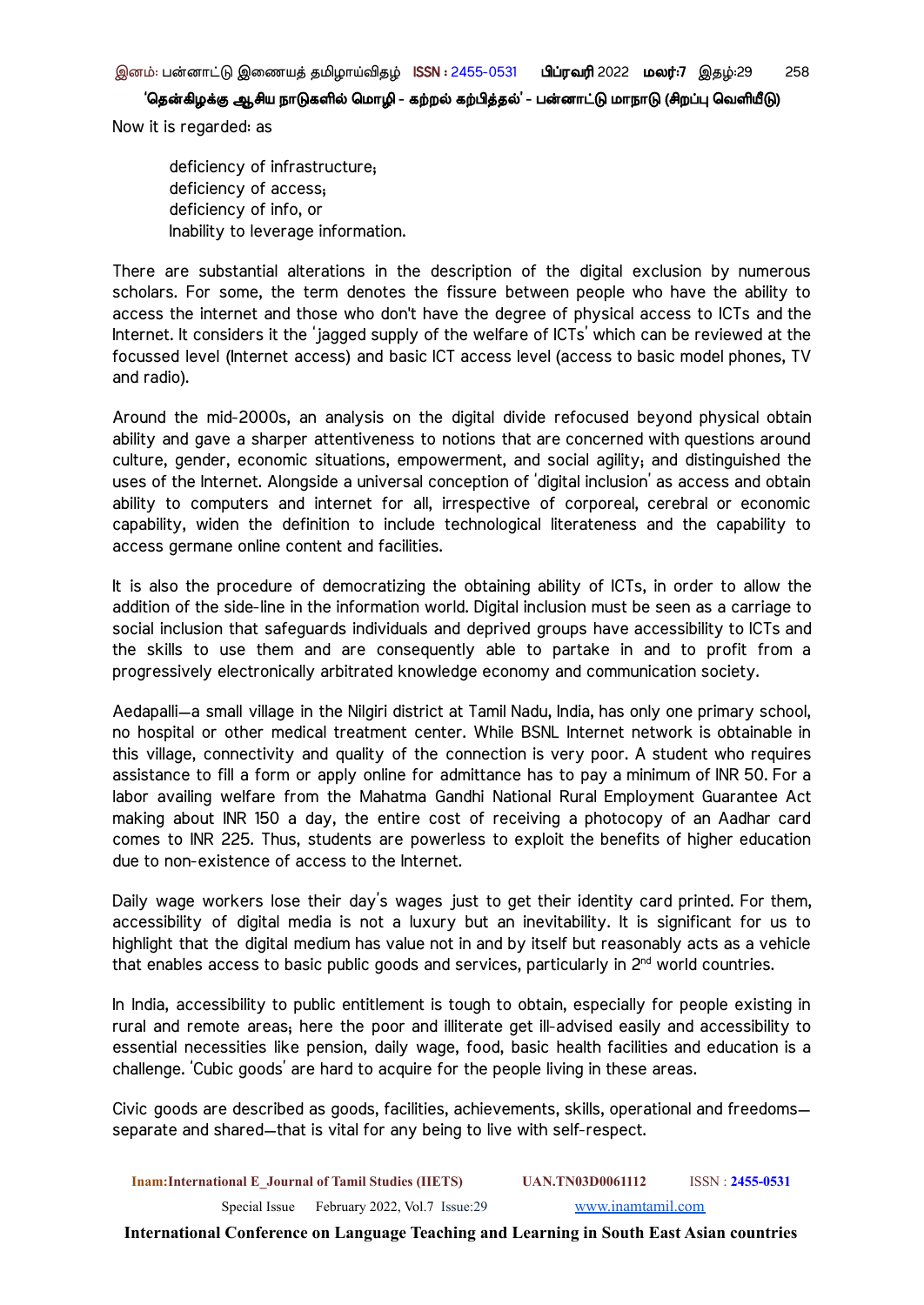Now it is regarded: as

deficiency of infrastructure;
deficiency of access;
deficiency of info, or
Inability to leverage information.

There are substantial alterations in the description of the digital exclusion by numerous scholars. For some, the term denotes the fissure between people who have the ability to access the internet and those who don't have the degree of physical access to ICTs and the Internet. It considers it the 'jagged supply of the welfare of ICTs' which can be reviewed at the focussed level (Internet access) and basic ICT access level (access to basic model phones, TV and radio).

Around the mid-2000s, an analysis on the digital divide refocused beyond physical obtain ability and gave a sharper attentiveness to notions that are concerned with questions around culture, gender, economic situations, empowerment, and social agility; and distinguished the uses of the Internet. Alongside a universal conception of 'digital inclusion' as access and obtain ability to computers and internet for all, irrespective of corporeal, cerebral or economic capability, widen the definition to include technological literateness and the capability to access germane online content and facilities.

It is also the procedure of democratizing the obtaining ability of ICTs, in order to allow the addition of the side-line in the information world. Digital inclusion must be seen as a carriage to social inclusion that safeguards individuals and deprived groups have accessibility to ICTs and the skills to use them and are consequently able to partake in and to profit from a progressively electronically arbitrated knowledge economy and communication society.

Aedapalli—a small village in the Nilgiri district at Tamil Nadu, India, has only one primary school, no hospital or other medical treatment center. While BSNL Internet network is obtainable in this village, connectivity and quality of the connection is very poor. A student who requires assistance to fill a form or apply online for admittance has to pay a minimum of INR 50. For a labor availing welfare from the Mahatma Gandhi National Rural Employment Guarantee Act making about INR 150 a day, the entire cost of receiving a photocopy of an Aadhar card comes to INR 225. Thus, students are powerless to exploit the benefits of higher education due to non-existence of access to the Internet.

Daily wage workers lose their day's wages just to get their identity card printed. For them, accessibility of digital media is not a luxury but an inevitability. It is significant for us to highlight that the digital medium has value not in and by itself but reasonably acts as a vehicle that enables access to basic public goods and services, particularly in 2nd world countries.

In India, accessibility to public entitlement is tough to obtain, especially for people existing in rural and remote areas; here the poor and illiterate get ill-advised easily and accessibility to essential necessities like pension, daily wage, food, basic health facilities and education is a challenge. 'Cubic goods' are hard to acquire for the people living in these areas.

Civic goods are described as goods, facilities, achievements, skills, operational and freedoms—separate and shared—that is vital for any being to live with self-respect.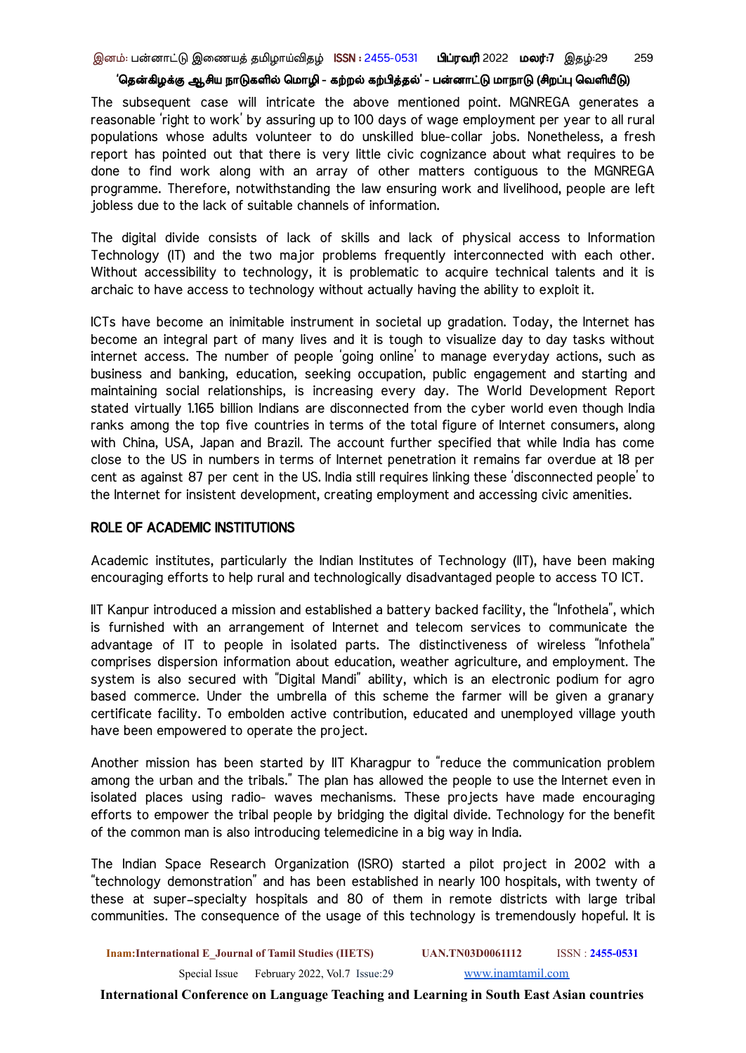The subsequent case will intricate the above mentioned point. MGNREGA generates a reasonable 'right to work' by assuring up to 100 days of wage employment per year to all rural populations whose adults volunteer to do unskilled blue-collar jobs. Nonetheless, a fresh report has pointed out that there is very little civic cognizance about what requires to be done to find work along with an array of other matters contiguous to the MGNREGA programme. Therefore, notwithstanding the law ensuring work and livelihood, people are left jobless due to the lack of suitable channels of information.

The digital divide consists of lack of skills and lack of physical access to Information Technology (IT) and the two major problems frequently interconnected with each other. Without accessibility to technology, it is problematic to acquire technical talents and it is archaic to have access to technology without actually having the ability to exploit it.

ICTs have become an inimitable instrument in societal up gradation. Today, the Internet has become an integral part of many lives and it is tough to visualize day to day tasks without internet access. The number of people 'going online' to manage everyday actions, such as business and banking, education, seeking occupation, public engagement and starting and maintaining social relationships, is increasing every day. The World Development Report stated virtually 1.165 billion Indians are disconnected from the cyber world even though India ranks among the top five countries in terms of the total figure of Internet consumers, along with China, USA, Japan and Brazil. The account further specified that while India has come close to the US in numbers in terms of Internet penetration it remains far overdue at 18 per cent as against 87 per cent in the US. India still requires linking these 'disconnected people' to the Internet for insistent development, creating employment and accessing civic amenities.

## ROLE OF ACADEMIC INSTITUTIONS

Academic institutes, particularly the Indian Institutes of Technology (IIT), have been making encouraging efforts to help rural and technologically disadvantaged people to access TO ICT.

IIT Kanpur introduced a mission and established a battery backed facility, the "Infothela", which is furnished with an arrangement of Internet and telecom services to communicate the advantage of IT to people in isolated parts. The distinctiveness of wireless "Infothela" comprises dispersion information about education, weather agriculture, and employment. The system is also secured with "Digital Mandi" ability, which is an electronic podium for agro based commerce. Under the umbrella of this scheme the farmer will be given a granary certificate facility. To embolden active contribution, educated and unemployed village youth have been empowered to operate the project.

Another mission has been started by IIT Kharagpur to "reduce the communication problem among the urban and the tribals." The plan has allowed the people to use the Internet even in isolated places using radio- waves mechanisms. These projects have made encouraging efforts to empower the tribal people by bridging the digital divide. Technology for the benefit of the common man is also introducing telemedicine in a big way in India.

The Indian Space Research Organization (ISRO) started a pilot project in 2002 with a "technology demonstration" and has been established in nearly 100 hospitals, with twenty of these at super-specialty hospitals and 80 of them in remote districts with large tribal communities. The consequence of the usage of this technology is tremendously hopeful. It is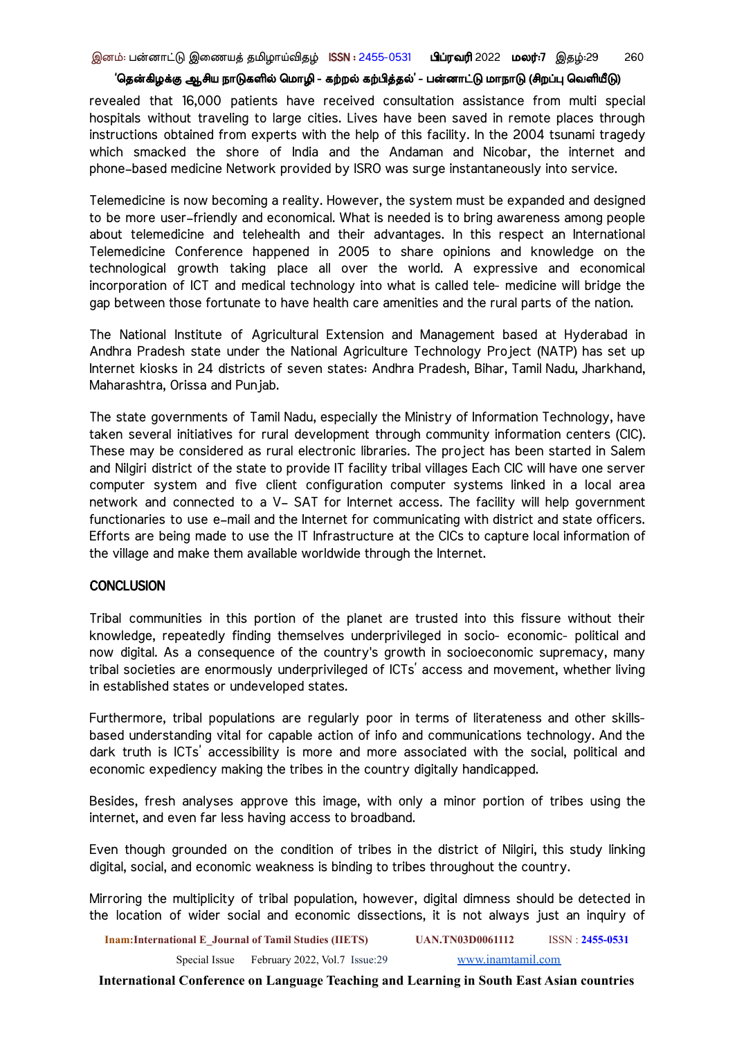revealed that 16,000 patients have received consultation assistance from multi special hospitals without traveling to large cities. Lives have been saved in remote places through instructions obtained from experts with the help of this facility. In the 2004 tsunami tragedy which smacked the shore of India and the Andaman and Nicobar, the internet and phone-based medicine Network provided by ISRO was surge instantaneously into service.

Telemedicine is now becoming a reality. However, the system must be expanded and designed to be more user-friendly and economical. What is needed is to bring awareness among people about telemedicine and telehealth and their advantages. In this respect an International Telemedicine Conference happened in 2005 to share opinions and knowledge on the technological growth taking place all over the world. A expressive and economical incorporation of ICT and medical technology into what is called tele- medicine will bridge the gap between those fortunate to have health care amenities and the rural parts of the nation.

The National Institute of Agricultural Extension and Management based at Hyderabad in Andhra Pradesh state under the National Agriculture Technology Project (NATP) has set up Internet kiosks in 24 districts of seven states: Andhra Pradesh, Bihar, Tamil Nadu, Jharkhand, Maharashtra, Orissa and Punjab.

The state governments of Tamil Nadu, especially the Ministry of Information Technology, have taken several initiatives for rural development through community information centers (CIC). These may be considered as rural electronic libraries. The project has been started in Salem and Nilgiri district of the state to provide IT facility tribal villages Each CIC will have one server computer system and five client configuration computer systems linked in a local area network and connected to a V- SAT for Internet access. The facility will help government functionaries to use e-mail and the Internet for communicating with district and state officers. Efforts are being made to use the IT Infrastructure at the CICs to capture local information of the village and make them available worldwide through the Internet.

## CONCLUSION

Tribal communities in this portion of the planet are trusted into this fissure without their knowledge, repeatedly finding themselves underprivileged in socio- economic- political and now digital. As a consequence of the country's growth in socioeconomic supremacy, many tribal societies are enormously underprivileged of ICTs' access and movement, whether living in established states or undeveloped states.

Furthermore, tribal populations are regularly poor in terms of literateness and other skills-based understanding vital for capable action of info and communications technology. And the dark truth is ICTs' accessibility is more and more associated with the social, political and economic expediency making the tribes in the country digitally handicapped.

Besides, fresh analyses approve this image, with only a minor portion of tribes using the internet, and even far less having access to broadband.

Even though grounded on the condition of tribes in the district of Nilgiri, this study linking digital, social, and economic weakness is binding to tribes throughout the country.

Mirroring the multiplicity of tribal population, however, digital dimness should be detected in the location of wider social and economic dissections, it is not always just an inquiry of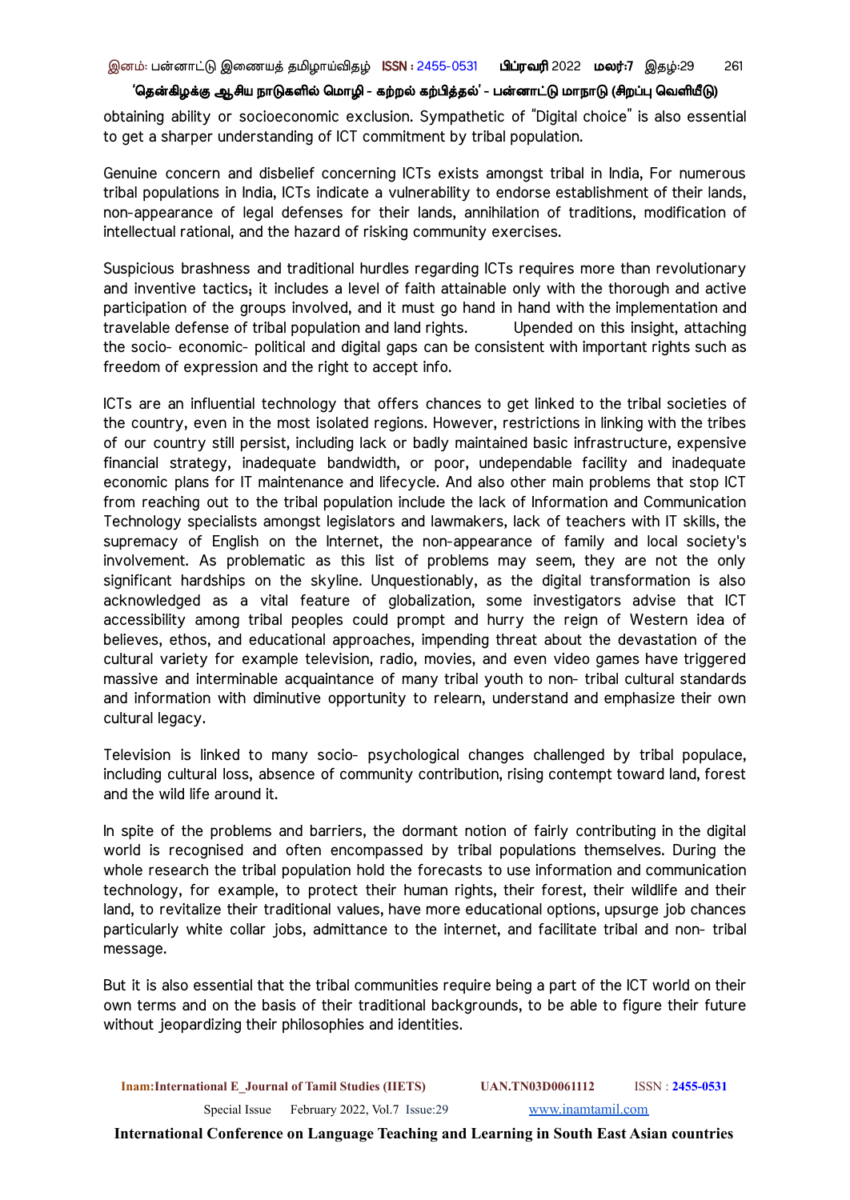obtaining ability or socioeconomic exclusion. Sympathetic of "Digital choice" is also essential to get a sharper understanding of ICT commitment by tribal population.

Genuine concern and disbelief concerning ICTs exists amongst tribal in India, For numerous tribal populations in India, ICTs indicate a vulnerability to endorse establishment of their lands, non-appearance of legal defenses for their lands, annihilation of traditions, modification of intellectual rational, and the hazard of risking community exercises.

Suspicious brashness and traditional hurdles regarding ICTs requires more than revolutionary and inventive tactics; it includes a level of faith attainable only with the thorough and active participation of the groups involved, and it must go hand in hand with the implementation and travelable defense of tribal population and land rights. Upended on this insight, attaching the socio- economic- political and digital gaps can be consistent with important rights such as freedom of expression and the right to accept info.

ICTs are an influential technology that offers chances to get linked to the tribal societies of the country, even in the most isolated regions. However, restrictions in linking with the tribes of our country still persist, including lack or badly maintained basic infrastructure, expensive financial strategy, inadequate bandwidth, or poor, undependable facility and inadequate economic plans for IT maintenance and lifecycle. And also other main problems that stop ICT from reaching out to the tribal population include the lack of Information and Communication Technology specialists amongst legislators and lawmakers, lack of teachers with IT skills, the supremacy of English on the Internet, the non-appearance of family and local society's involvement. As problematic as this list of problems may seem, they are not the only significant hardships on the skyline. Unquestionably, as the digital transformation is also acknowledged as a vital feature of globalization, some investigators advise that ICT accessibility among tribal peoples could prompt and hurry the reign of Western idea of believes, ethos, and educational approaches, impending threat about the devastation of the cultural variety for example television, radio, movies, and even video games have triggered massive and interminable acquaintance of many tribal youth to non- tribal cultural standards and information with diminutive opportunity to relearn, understand and emphasize their own cultural legacy.

Television is linked to many socio- psychological changes challenged by tribal populace, including cultural loss, absence of community contribution, rising contempt toward land, forest and the wild life around it.

In spite of the problems and barriers, the dormant notion of fairly contributing in the digital world is recognised and often encompassed by tribal populations themselves. During the whole research the tribal population hold the forecasts to use information and communication technology, for example, to protect their human rights, their forest, their wildlife and their land, to revitalize their traditional values, have more educational options, upsurge job chances particularly white collar jobs, admittance to the internet, and facilitate tribal and non- tribal message.

But it is also essential that the tribal communities require being a part of the ICT world on their own terms and on the basis of their traditional backgrounds, to be able to figure their future without jeopardizing their philosophies and identities.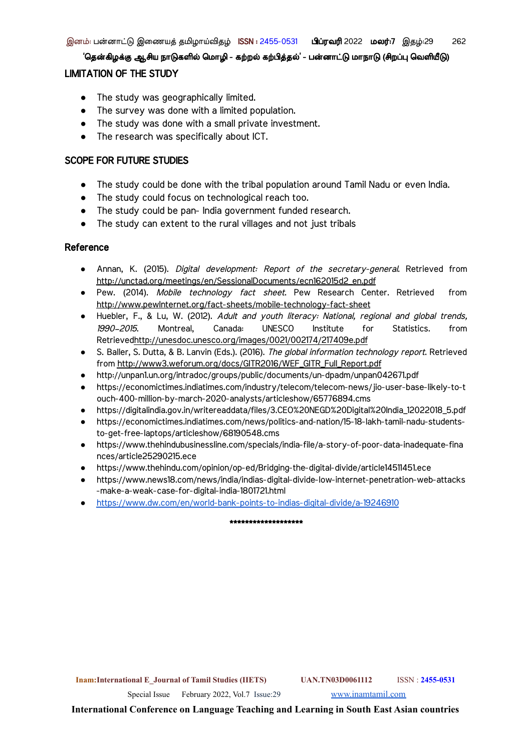## LIMITATION OF THE STUDY

- The study was geographically limited.
- The survey was done with a limited population.
- The study was done with a small private investment.
- The research was specifically about ICT.

## SCOPE FOR FUTURE STUDIES

- The study could be done with the tribal population around Tamil Nadu or even India.
- The study could focus on technological reach too.
- The study could be pan- India government funded research.
- The study can extent to the rural villages and not just tribals

## Reference

- Annan, K. (2015). *Digital development: Report of the secretary-general*. Retrieved from http://unctad.org/meetings/en/SessionalDocuments/ecn162015d2_en.pdf
- Pew. (2014). *Mobile technology fact sheet*. Pew Research Center. Retrieved from http://www.pewInternet.org/fact-sheets/mobile-technology-fact-sheet
- Huebler, F., & Lu, W. (2012). *Adult and youth literacy: National, regional and global trends, 1990–2015*. Montreal, Canada: UNESCO Institute for Statistics. from Retrievedhttp://unesdoc.unesco.org/images/0021/002174/217409e.pdf
- S. Baller, S. Dutta, & B. Lanvin (Eds.). (2016). *The global information technology report*. Retrieved from http://www3.weforum.org/docs/GITR2016/WEF_GITR_Full_Report.pdf
- http://unpan1.un.org/intradoc/groups/public/documents/un-dpadm/unpan042671.pdf
- https://economictimes.indiatimes.com/industry/telecom/telecom-news/jio-user-base-likely-to-touch-400-million-by-march-2020-analysts/articleshow/65776894.cms
- https://digitalindia.gov.in/writereaddata/files/3.CEO%20NEGD%20Digital%20India_12022018_5.pdf
- https://economictimes.indiatimes.com/news/politics-and-nation/15-18-lakh-tamil-nadu-students-to-get-free-laptops/articleshow/68190548.cms
- https://www.thehindubusinessline.com/specials/india-file/a-story-of-poor-data-inadequate-finances/article25290215.ece
- https://www.thehindu.com/opinion/op-ed/Bridging-the-digital-divide/article14511451.ece
- https://www.news18.com/news/india/indias-digital-divide-low-internet-penetration-web-attacks-make-a-weak-case-for-digital-india-1801721.html
- https://www.dw.com/en/world-bank-points-to-indias-digital-divide/a-19246910

*******************